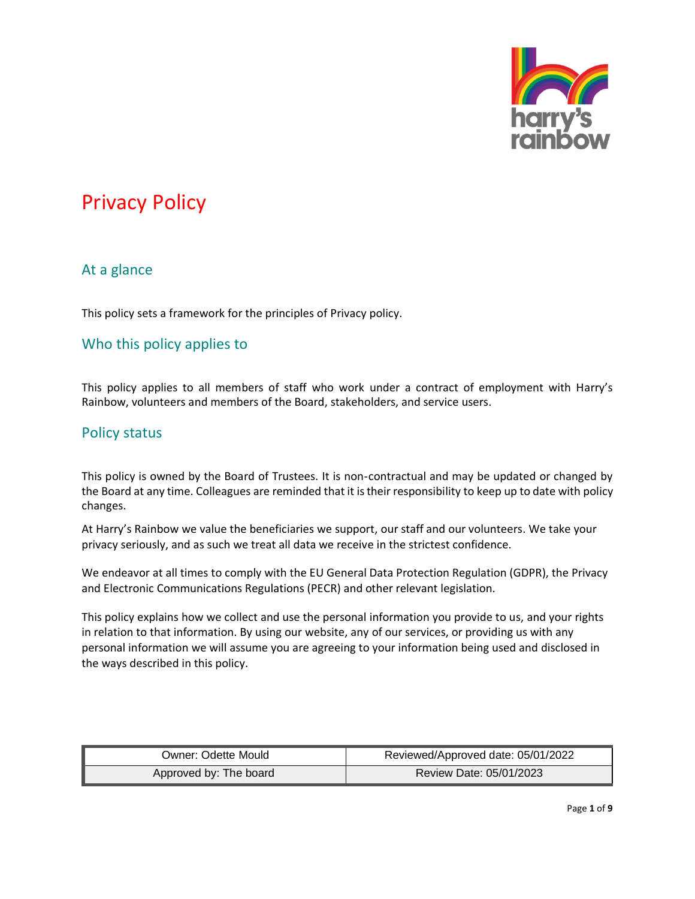# Privacy Policy

## At a glance

This policy sets a framework for the principles of Privacy policy.

## Who this policy applies to

This policy applies to all members of staff who work under a contract of employment with Harry's Rainbow, volunteers and members of the Board, stakeholders, and service users.

## Policy status

This policy is owned by the Board of Trustees. It is non-contractual and may be updated or changed by the Board at any time. Colleagues are reminded that it is their responsibility to keep up to date with policy changes.

At Harry's Rainbow we value the beneficiaries we support, our staff and our volunteers. We take your privacy seriously, and as such we treat all data we receive in the strictest confidence.

We endeavor at all times to comply with the EU General Data Protection Regulation (GDPR), the Privacy and Electronic Communications Regulations (PECR) and other relevant legislation.

This policy explains how we collect and use the personal information you provide to us, and your rights in relation to that information. By using our website, any of our services, or providing us with any personal information we will assume you are agreeing to your information being used and disclosed in the ways described in this policy.

| Owner: Odette Mould | Reviewed/Approved date: 05/01/2022 |
| --- | --- |
| Approved by: The board | Review Date: 05/01/2023 |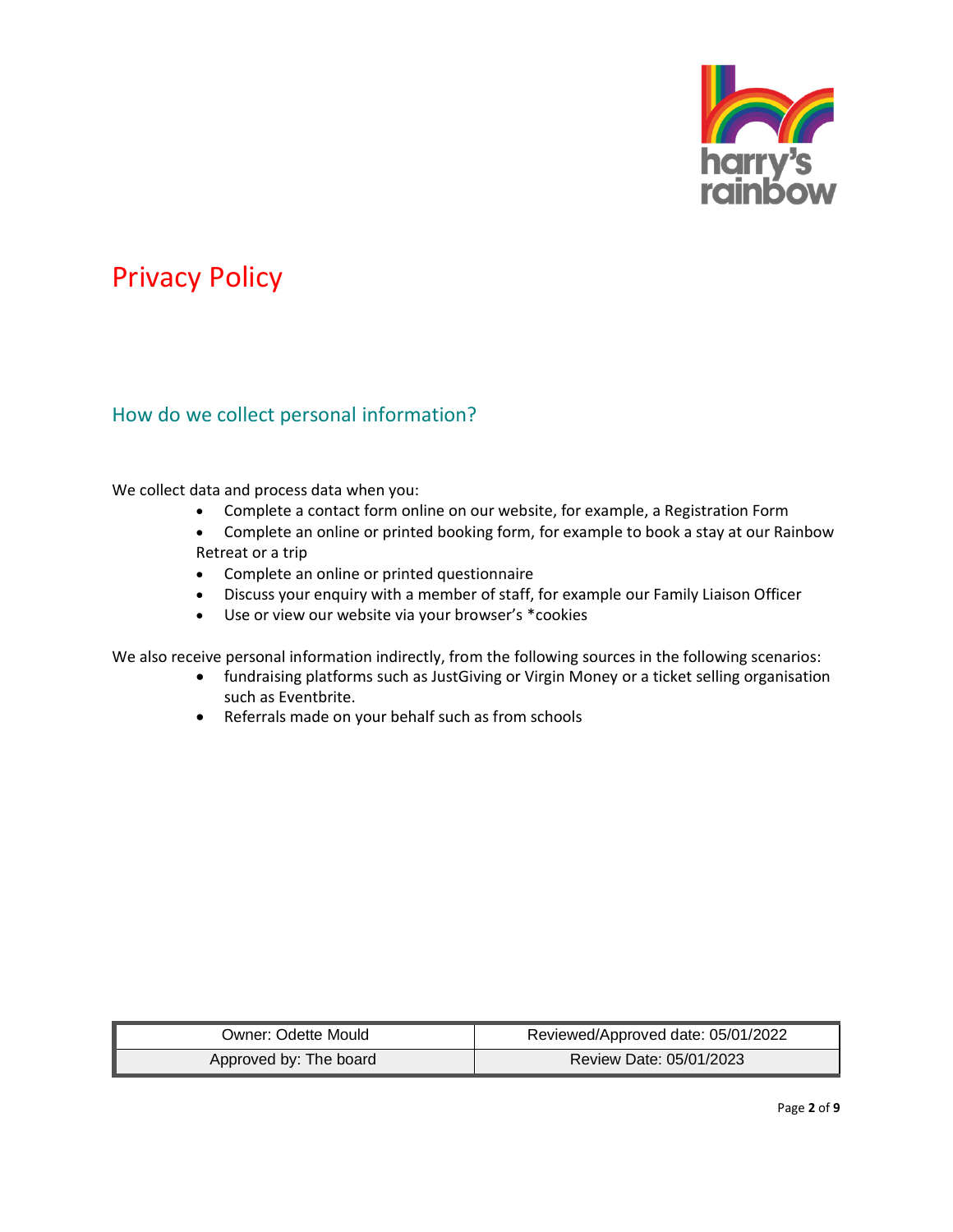# Privacy Policy

## How do we collect personal information?

We collect data and process data when you:

- Complete a contact form online on our website, for example, a Registration Form
- Complete an online or printed booking form, for example to book a stay at our Rainbow Retreat or a trip
- Complete an online or printed questionnaire
- Discuss your enquiry with a member of staff, for example our Family Liaison Officer
- Use or view our website via your browser's *cookies

We also receive personal information indirectly, from the following sources in the following scenarios:

- fundraising platforms such as JustGiving or Virgin Money or a ticket selling organisation such as Eventbrite.
- Referrals made on your behalf such as from schools

| Owner: Odette Mould | Reviewed/Approved date: 05/01/2022 |
|---|---|
| Approved by: The board | Review Date: 05/01/2023 |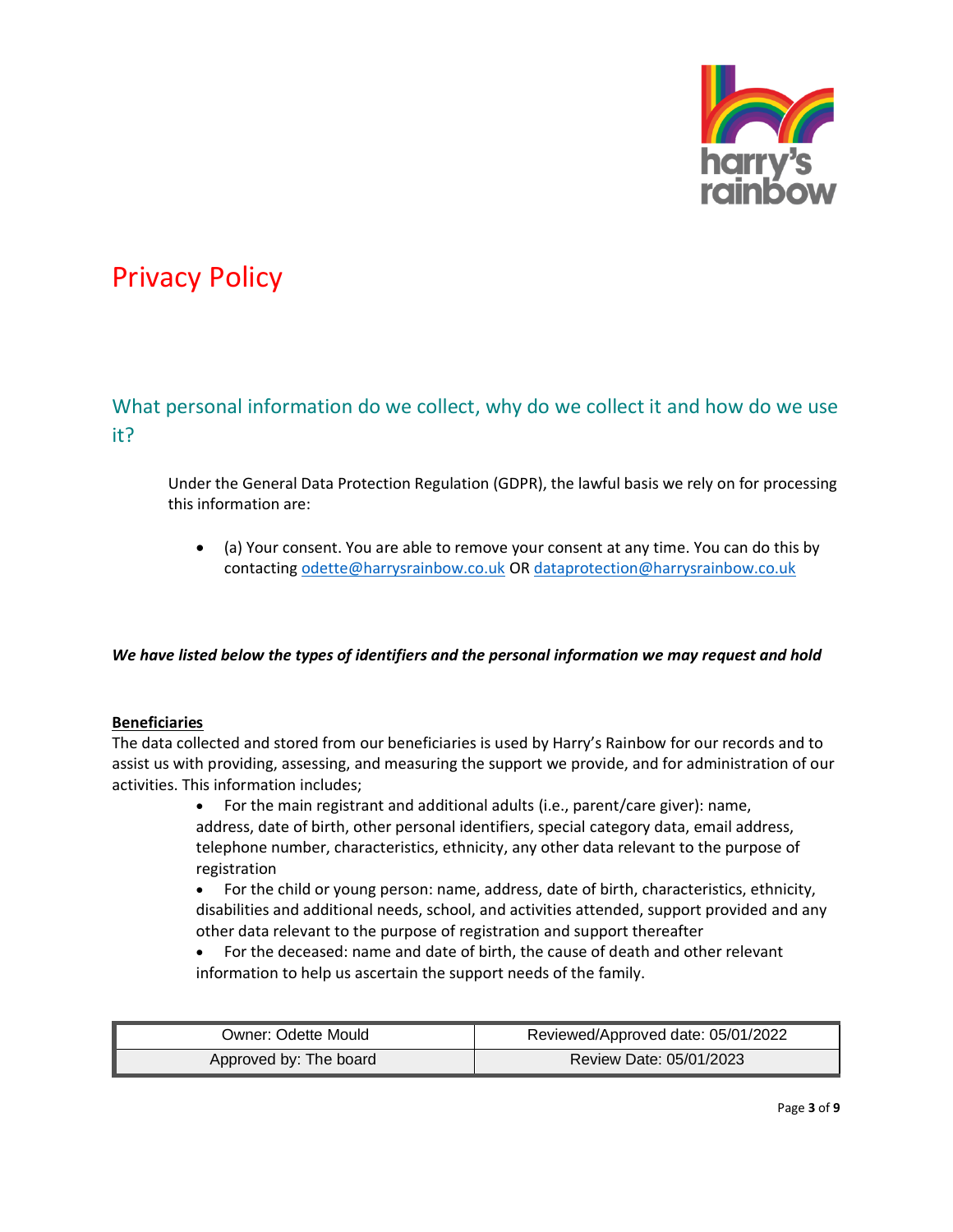# Privacy Policy

## What personal information do we collect, why do we collect it and how do we use it?

Under the General Data Protection Regulation (GDPR), the lawful basis we rely on for processing this information are:

- (a) Your consent. You are able to remove your consent at any time. You can do this by contacting odette@harrysrainbow.co.uk OR dataprotection@harrysrainbow.co.uk

***We have listed below the types of identifiers and the personal information we may request and hold***

**Beneficiaries**

The data collected and stored from our beneficiaries is used by Harry's Rainbow for our records and to assist us with providing, assessing, and measuring the support we provide, and for administration of our activities. This information includes;

- For the main registrant and additional adults (i.e., parent/care giver): name, address, date of birth, other personal identifiers, special category data, email address, telephone number, characteristics, ethnicity, any other data relevant to the purpose of registration
- For the child or young person: name, address, date of birth, characteristics, ethnicity, disabilities and additional needs, school, and activities attended, support provided and any other data relevant to the purpose of registration and support thereafter
- For the deceased: name and date of birth, the cause of death and other relevant information to help us ascertain the support needs of the family.

| Owner: Odette Mould | Reviewed/Approved date: 05/01/2022 |
| --- | --- |
| Approved by: The board | Review Date: 05/01/2023 |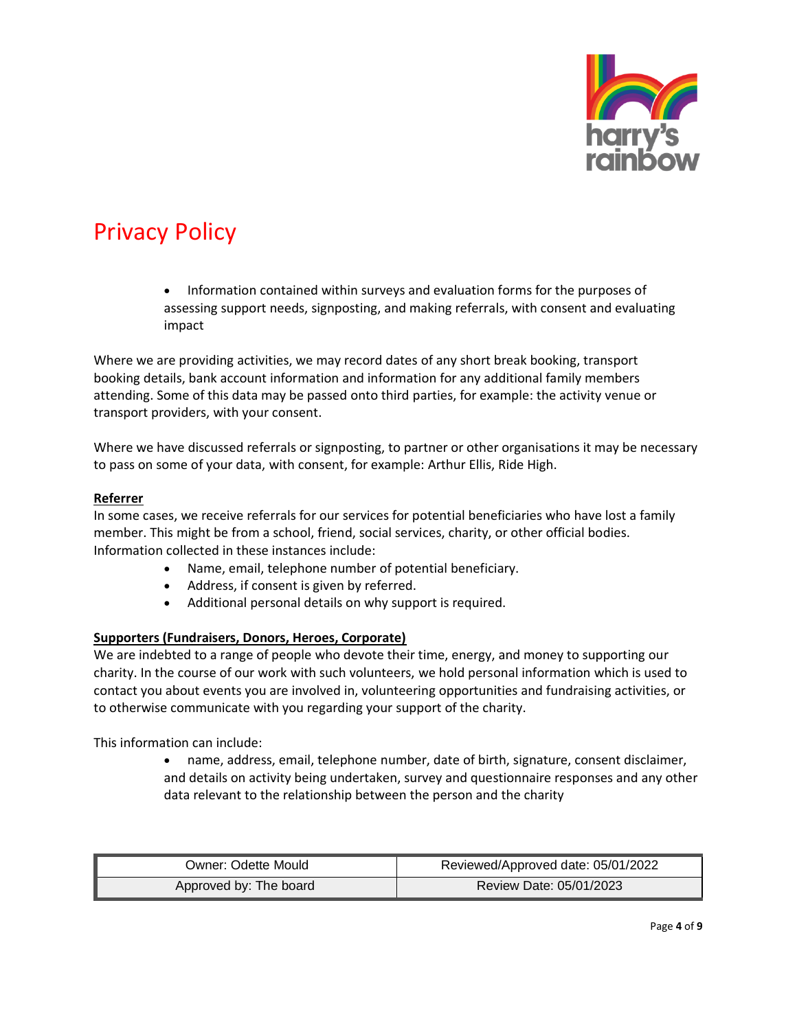# Privacy Policy

- Information contained within surveys and evaluation forms for the purposes of assessing support needs, signposting, and making referrals, with consent and evaluating impact

Where we are providing activities, we may record dates of any short break booking, transport booking details, bank account information and information for any additional family members attending. Some of this data may be passed onto third parties, for example: the activity venue or transport providers, with your consent.

Where we have discussed referrals or signposting, to partner or other organisations it may be necessary to pass on some of your data, with consent, for example: Arthur Ellis, Ride High.

**Referrer**

In some cases, we receive referrals for our services for potential beneficiaries who have lost a family member. This might be from a school, friend, social services, charity, or other official bodies. Information collected in these instances include:

- Name, email, telephone number of potential beneficiary.
- Address, if consent is given by referred.
- Additional personal details on why support is required.

**Supporters (Fundraisers, Donors, Heroes, Corporate)**

We are indebted to a range of people who devote their time, energy, and money to supporting our charity. In the course of our work with such volunteers, we hold personal information which is used to contact you about events you are involved in, volunteering opportunities and fundraising activities, or to otherwise communicate with you regarding your support of the charity.

This information can include:

- name, address, email, telephone number, date of birth, signature, consent disclaimer, and details on activity being undertaken, survey and questionnaire responses and any other data relevant to the relationship between the person and the charity

| Owner: Odette Mould | Reviewed/Approved date: 05/01/2022 |
| --- | --- |
| Approved by: The board | Review Date: 05/01/2023 |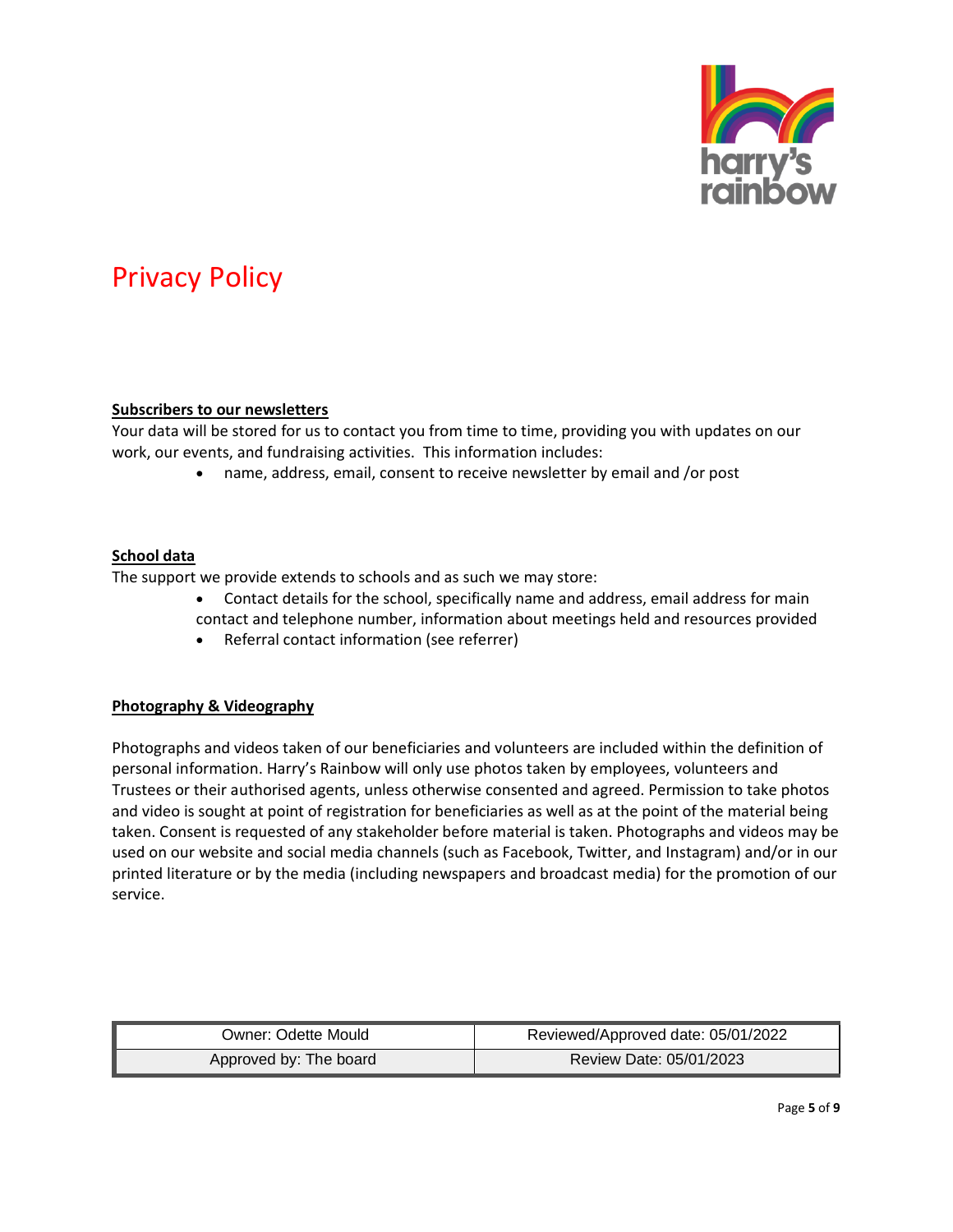# Privacy Policy

**Subscribers to our newsletters**

Your data will be stored for us to contact you from time to time, providing you with updates on our work, our events, and fundraising activities. This information includes:

- name, address, email, consent to receive newsletter by email and /or post

**School data**

The support we provide extends to schools and as such we may store:

- Contact details for the school, specifically name and address, email address for main contact and telephone number, information about meetings held and resources provided
- Referral contact information (see referrer)

**Photography & Videography**

Photographs and videos taken of our beneficiaries and volunteers are included within the definition of personal information. Harry's Rainbow will only use photos taken by employees, volunteers and Trustees or their authorised agents, unless otherwise consented and agreed. Permission to take photos and video is sought at point of registration for beneficiaries as well as at the point of the material being taken. Consent is requested of any stakeholder before material is taken. Photographs and videos may be used on our website and social media channels (such as Facebook, Twitter, and Instagram) and/or in our printed literature or by the media (including newspapers and broadcast media) for the promotion of our service.

| Owner: Odette Mould | Reviewed/Approved date: 05/01/2022 |
|---|---|
| Approved by: The board | Review Date: 05/01/2023 |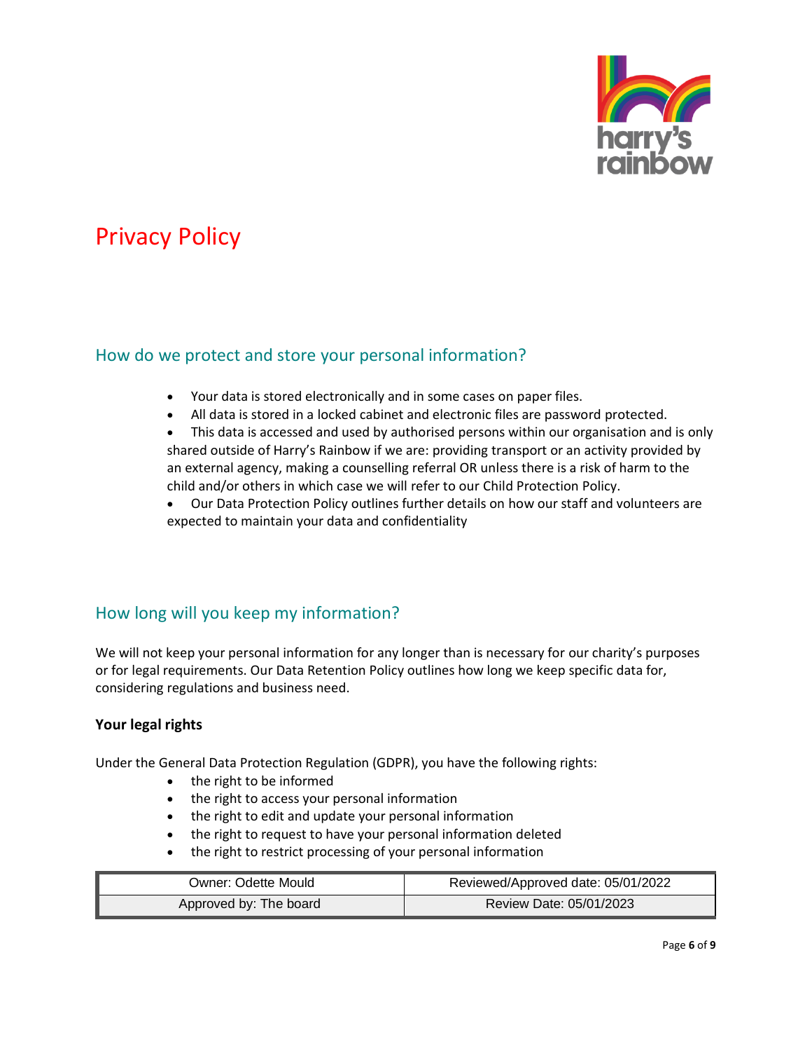# Privacy Policy

## How do we protect and store your personal information?

- Your data is stored electronically and in some cases on paper files.
- All data is stored in a locked cabinet and electronic files are password protected.
- This data is accessed and used by authorised persons within our organisation and is only shared outside of Harry's Rainbow if we are: providing transport or an activity provided by an external agency, making a counselling referral OR unless there is a risk of harm to the child and/or others in which case we will refer to our Child Protection Policy.
- Our Data Protection Policy outlines further details on how our staff and volunteers are expected to maintain your data and confidentiality

## How long will you keep my information?

We will not keep your personal information for any longer than is necessary for our charity's purposes or for legal requirements. Our Data Retention Policy outlines how long we keep specific data for, considering regulations and business need.

**Your legal rights**

Under the General Data Protection Regulation (GDPR), you have the following rights:

- the right to be informed
- the right to access your personal information
- the right to edit and update your personal information
- the right to request to have your personal information deleted
- the right to restrict processing of your personal information

| Owner: Odette Mould | Reviewed/Approved date: 05/01/2022 |
| --- | --- |
| Approved by: The board | Review Date: 05/01/2023 |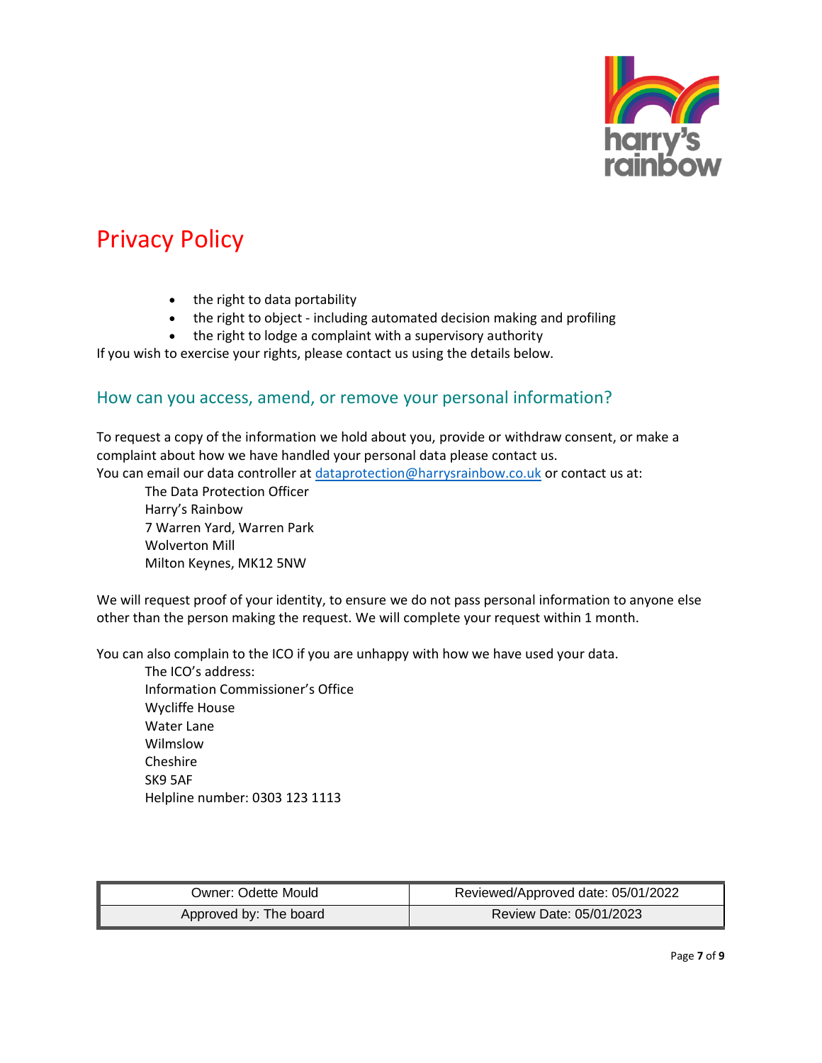# Privacy Policy

- the right to data portability
- the right to object - including automated decision making and profiling
- the right to lodge a complaint with a supervisory authority

If you wish to exercise your rights, please contact us using the details below.

## How can you access, amend, or remove your personal information?

To request a copy of the information we hold about you, provide or withdraw consent, or make a complaint about how we have handled your personal data please contact us.
You can email our data controller at dataprotection@harrysrainbow.co.uk or contact us at:

The Data Protection Officer
Harry's Rainbow
7 Warren Yard, Warren Park
Wolverton Mill
Milton Keynes, MK12 5NW

We will request proof of your identity, to ensure we do not pass personal information to anyone else other than the person making the request. We will complete your request within 1 month.

You can also complain to the ICO if you are unhappy with how we have used your data.

The ICO's address:
Information Commissioner's Office
Wycliffe House
Water Lane
Wilmslow
Cheshire
SK9 5AF
Helpline number: 0303 123 1113

| Owner: Odette Mould | Reviewed/Approved date: 05/01/2022 |
|---|---|
| Approved by: The board | Review Date: 05/01/2023 |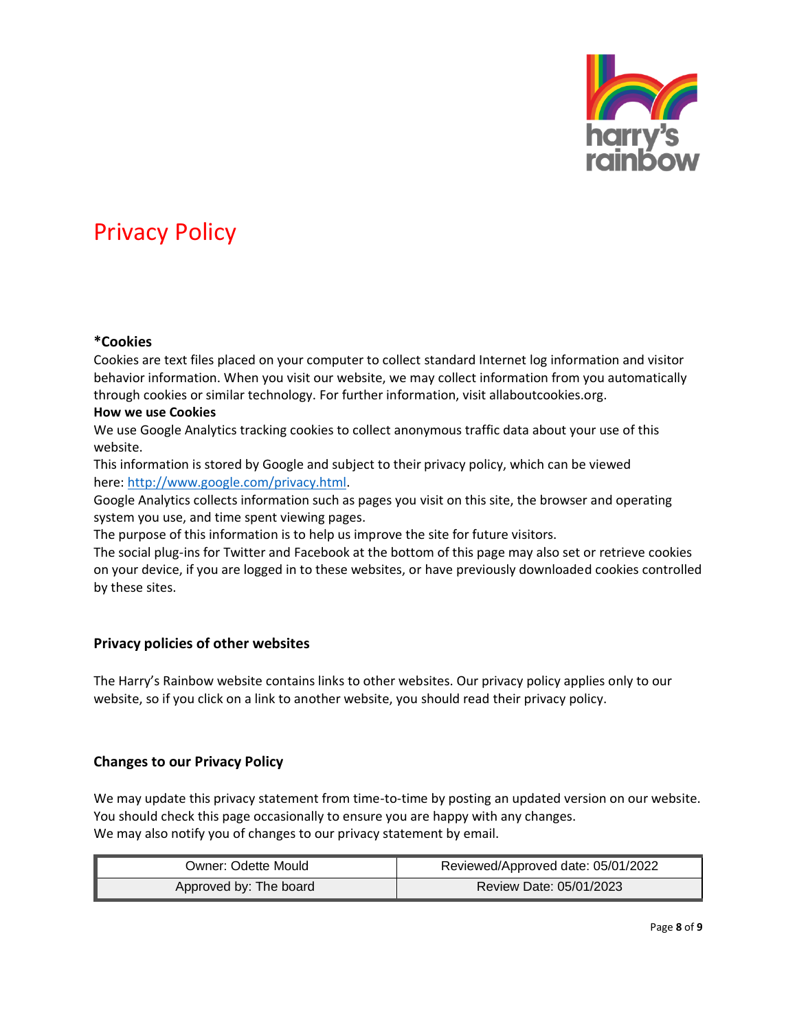# Privacy Policy

**\*Cookies**

Cookies are text files placed on your computer to collect standard Internet log information and visitor behavior information. When you visit our website, we may collect information from you automatically through cookies or similar technology. For further information, visit allaboutcookies.org.

**How we use Cookies**

We use Google Analytics tracking cookies to collect anonymous traffic data about your use of this website.

This information is stored by Google and subject to their privacy policy, which can be viewed here: [http://www.google.com/privacy.html](http://www.google.com/privacy.html).

Google Analytics collects information such as pages you visit on this site, the browser and operating system you use, and time spent viewing pages.

The purpose of this information is to help us improve the site for future visitors.

The social plug-ins for Twitter and Facebook at the bottom of this page may also set or retrieve cookies on your device, if you are logged in to these websites, or have previously downloaded cookies controlled by these sites.

### Privacy policies of other websites

The Harry's Rainbow website contains links to other websites. Our privacy policy applies only to our website, so if you click on a link to another website, you should read their privacy policy.

### Changes to our Privacy Policy

We may update this privacy statement from time-to-time by posting an updated version on our website. You should check this page occasionally to ensure you are happy with any changes.

We may also notify you of changes to our privacy statement by email.

| Owner: Odette Mould | Reviewed/Approved date: 05/01/2022 |
|---|---|
| Approved by: The board | Review Date: 05/01/2023 |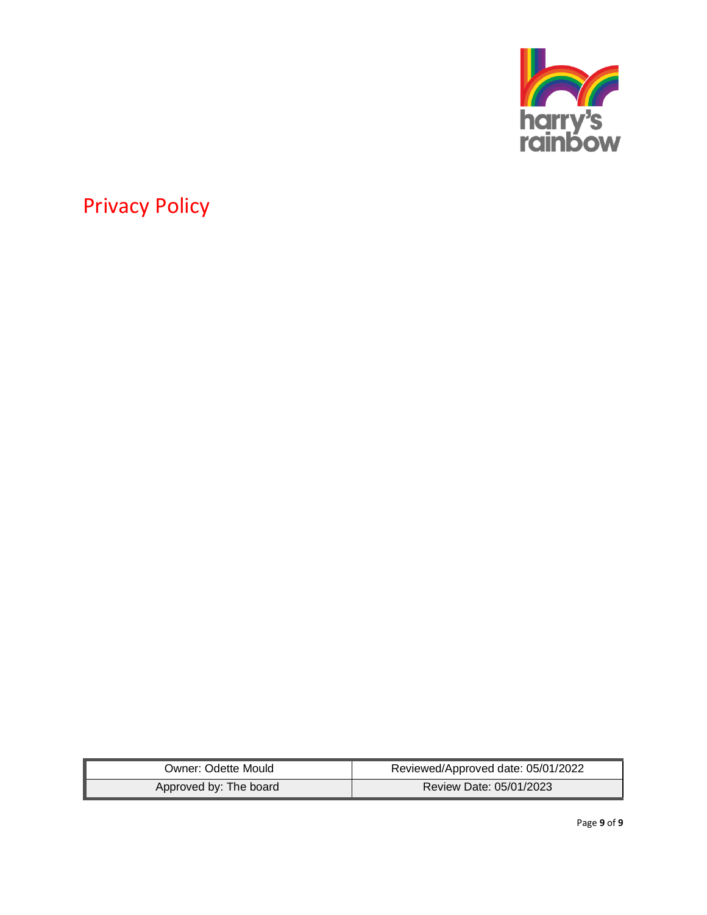# Privacy Policy

| | |
|---|---|
| Owner: Odette Mould | Reviewed/Approved date: 05/01/2022 |
| Approved by: The board | Review Date: 05/01/2023 |